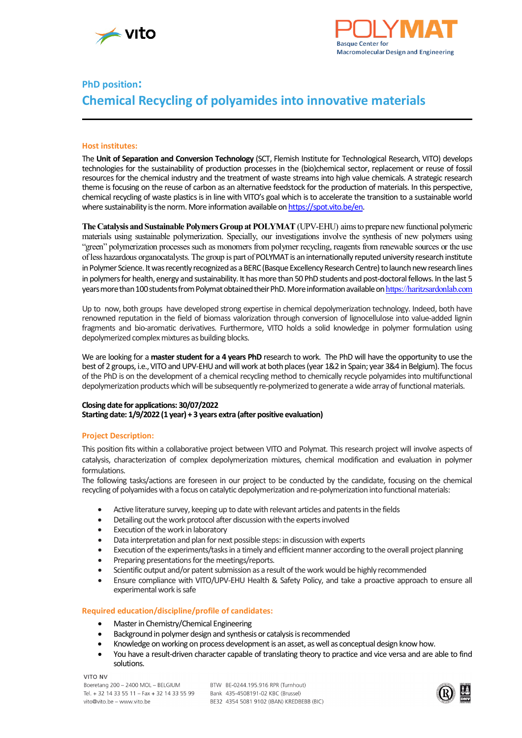PhD position:

# Chemical Recycling of polyamides into innovative materials

## Host institutes:

The **Unit of Separation and Conversion Technology** (SCT, Flemish Institute for Technological Research, VITO) develops technologies for the sustainability of production processes in the (bio)chemical sector, replacement or reuse of fossil resources for the chemical industry and the treatment of waste streams into high value chemicals. A strategic research theme is focusing on the reuse of carbon as an alternative feedstock for the production of materials. In this perspective, chemical recycling of waste plastics is in line with VITO's goal which is to accelerate the transition to a sustainable world where sustainability is the norm. More information available on https://spot.vito.be/en.

**The Catalysis and Sustainable Polymers Group at POLYMAT** (UPV-EHU) aims to prepare new functional polymeric materials using sustainable polymerization. Specially, our investigations involve the synthesis of new polymers using "green" polymerization processes such as monomers from polymer recycling, reagents from renewable sources or the use of less hazardous organocatalysts. The group is part of POLYMAT is an internationally reputed university research institute in Polymer Science. It was recently recognized as a BERC (Basque Excellency Research Centre) to launch new research lines in polymers for health, energy and sustainability. It has more than 50 PhD students and post-doctoral fellows. In the last 5 years more than 100 students from Polymat obtained their PhD. More information available on https://haritzsardonlab.com

Up to now, both groups have developed strong expertise in chemical depolymerization technology. Indeed, both have renowned reputation in the field of biomass valorization through conversion of lignocellulose into value-added lignin fragments and bio-aromatic derivatives. Furthermore, VITO holds a solid knowledge in polymer formulation using depolymerized complex mixtures as building blocks.

We are looking for a **master student for a 4 years PhD** research to work. The PhD will have the opportunity to use the best of 2 groups, i.e., VITO and UPV-EHU and will work at both places (year 1&2 in Spain; year 3&4 in Belgium). The focus of the PhD is on the development of a chemical recycling method to chemically recycle polyamides into multifunctional depolymerization products which will be subsequently re-polymerized to generate a wide array of functional materials.

**Closing date for applications: 30/07/2022**
**Starting date: 1/9/2022 (1 year) + 3 years extra (after positive evaluation)**

## Project Description:

This position fits within a collaborative project between VITO and Polymat. This research project will involve aspects of catalysis, characterization of complex depolymerization mixtures, chemical modification and evaluation in polymer formulations.
The following tasks/actions are foreseen in our project to be conducted by the candidate, focusing on the chemical recycling of polyamides with a focus on catalytic depolymerization and re-polymerization into functional materials:

- Active literature survey, keeping up to date with relevant articles and patents in the fields
- Detailing out the work protocol after discussion with the experts involved
- Execution of the work in laboratory
- Data interpretation and plan for next possible steps: in discussion with experts
- Execution of the experiments/tasks in a timely and efficient manner according to the overall project planning
- Preparing presentations for the meetings/reports.
- Scientific output and/or patent submission as a result of the work would be highly recommended
- Ensure compliance with VITO/UPV-EHU Health & Safety Policy, and take a proactive approach to ensure all experimental work is safe

## Required education/discipline/profile of candidates:

- Master in Chemistry/Chemical Engineering
- Background in polymer design and synthesis or catalysis is recommended
- Knowledge on working on process development is an asset, as well as conceptual design know how.
- You have a result-driven character capable of translating theory to practice and vice versa and are able to find solutions.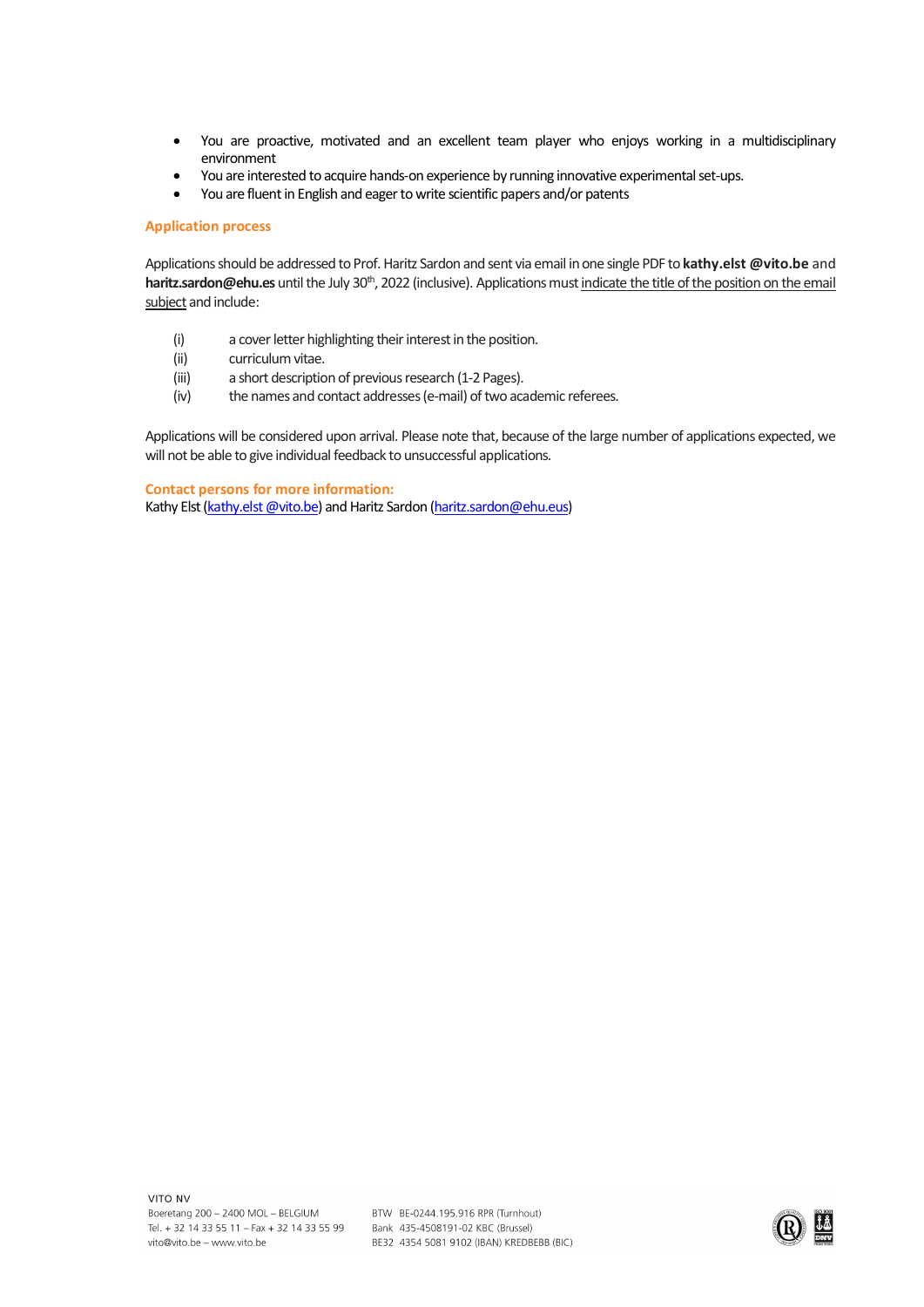- You are proactive, motivated and an excellent team player who enjoys working in a multidisciplinary environment
- You are interested to acquire hands-on experience by running innovative experimental set-ups.
- You are fluent in English and eager to write scientific papers and/or patents

## Application process

Applications should be addressed to Prof. Haritz Sardon and sent via email in one single PDF to **kathy.elst @vito.be** and **haritz.sardon@ehu.es** until the July 30th, 2022 (inclusive). Applications must indicate the title of the position on the email subject and include:

(i) a cover letter highlighting their interest in the position.
(ii) curriculum vitae.
(iii) a short description of previous research (1-2 Pages).
(iv) the names and contact addresses (e-mail) of two academic referees.

Applications will be considered upon arrival. Please note that, because of the large number of applications expected, we will not be able to give individual feedback to unsuccessful applications.

## Contact persons for more information:

Kathy Elst (kathy.elst @vito.be) and Haritz Sardon (haritz.sardon@ehu.eus)